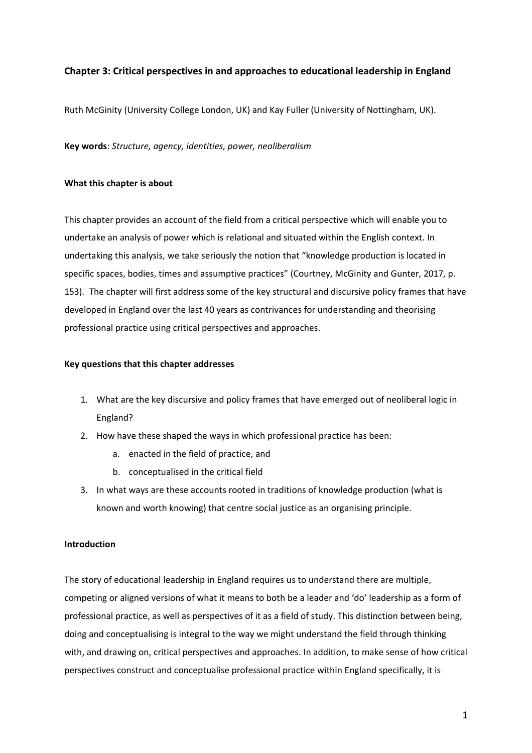# Chapter 3: Critical perspectives in and approaches to educational leadership in England

Ruth McGinity (University College London, UK) and Kay Fuller (University of Nottingham, UK).

**Key words**: *Structure, agency, identities, power, neoliberalism*

## What this chapter is about

This chapter provides an account of the field from a critical perspective which will enable you to undertake an analysis of power which is relational and situated within the English context. In undertaking this analysis, we take seriously the notion that "knowledge production is located in specific spaces, bodies, times and assumptive practices" (Courtney, McGinity and Gunter, 2017, p. 153). The chapter will first address some of the key structural and discursive policy frames that have developed in England over the last 40 years as contrivances for understanding and theorising professional practice using critical perspectives and approaches.

## Key questions that this chapter addresses

1. What are the key discursive and policy frames that have emerged out of neoliberal logic in England?
2. How have these shaped the ways in which professional practice has been:
   a. enacted in the field of practice, and
   b. conceptualised in the critical field
3. In what ways are these accounts rooted in traditions of knowledge production (what is known and worth knowing) that centre social justice as an organising principle.

## Introduction

The story of educational leadership in England requires us to understand there are multiple, competing or aligned versions of what it means to both be a leader and 'do' leadership as a form of professional practice, as well as perspectives of it as a field of study. This distinction between being, doing and conceptualising is integral to the way we might understand the field through thinking with, and drawing on, critical perspectives and approaches. In addition, to make sense of how critical perspectives construct and conceptualise professional practice within England specifically, it is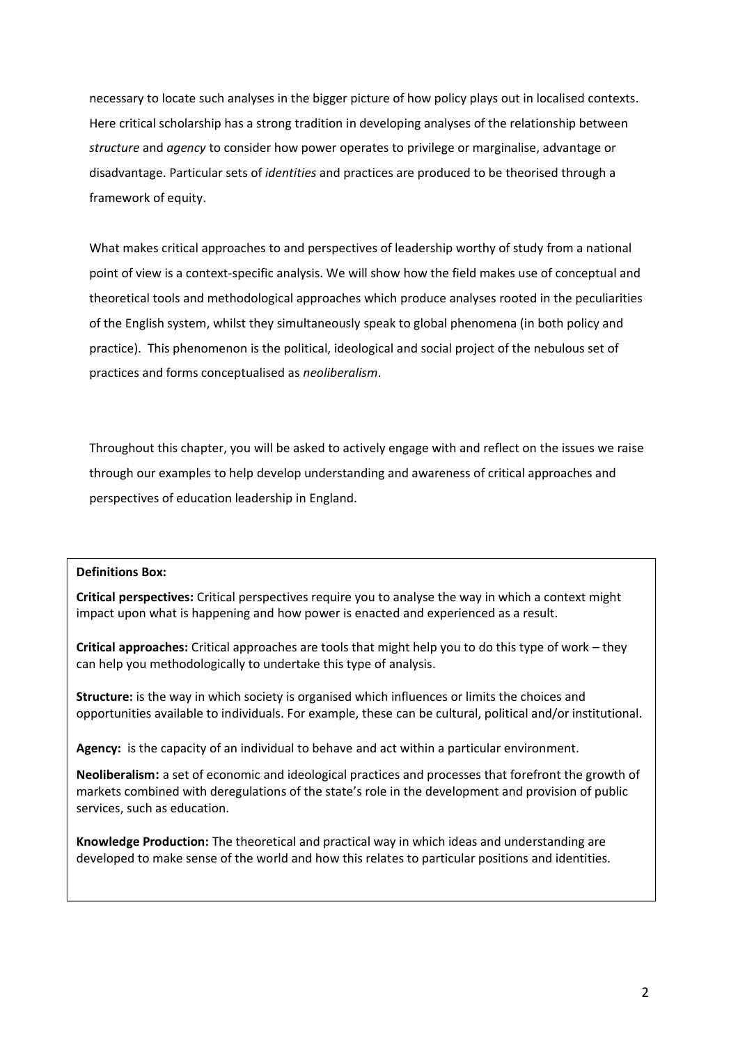necessary to locate such analyses in the bigger picture of how policy plays out in localised contexts. Here critical scholarship has a strong tradition in developing analyses of the relationship between *structure* and *agency* to consider how power operates to privilege or marginalise, advantage or disadvantage. Particular sets of *identities* and practices are produced to be theorised through a framework of equity.

What makes critical approaches to and perspectives of leadership worthy of study from a national point of view is a context-specific analysis. We will show how the field makes use of conceptual and theoretical tools and methodological approaches which produce analyses rooted in the peculiarities of the English system, whilst they simultaneously speak to global phenomena (in both policy and practice). This phenomenon is the political, ideological and social project of the nebulous set of practices and forms conceptualised as *neoliberalism*.

Throughout this chapter, you will be asked to actively engage with and reflect on the issues we raise through our examples to help develop understanding and awareness of critical approaches and perspectives of education leadership in England.

> **Definitions Box:**
>
> **Critical perspectives:** Critical perspectives require you to analyse the way in which a context might impact upon what is happening and how power is enacted and experienced as a result.
>
> **Critical approaches:** Critical approaches are tools that might help you to do this type of work – they can help you methodologically to undertake this type of analysis.
>
> **Structure:** is the way in which society is organised which influences or limits the choices and opportunities available to individuals. For example, these can be cultural, political and/or institutional.
>
> **Agency:** is the capacity of an individual to behave and act within a particular environment.
>
> **Neoliberalism:** a set of economic and ideological practices and processes that forefront the growth of markets combined with deregulations of the state's role in the development and provision of public services, such as education.
>
> **Knowledge Production:** The theoretical and practical way in which ideas and understanding are developed to make sense of the world and how this relates to particular positions and identities.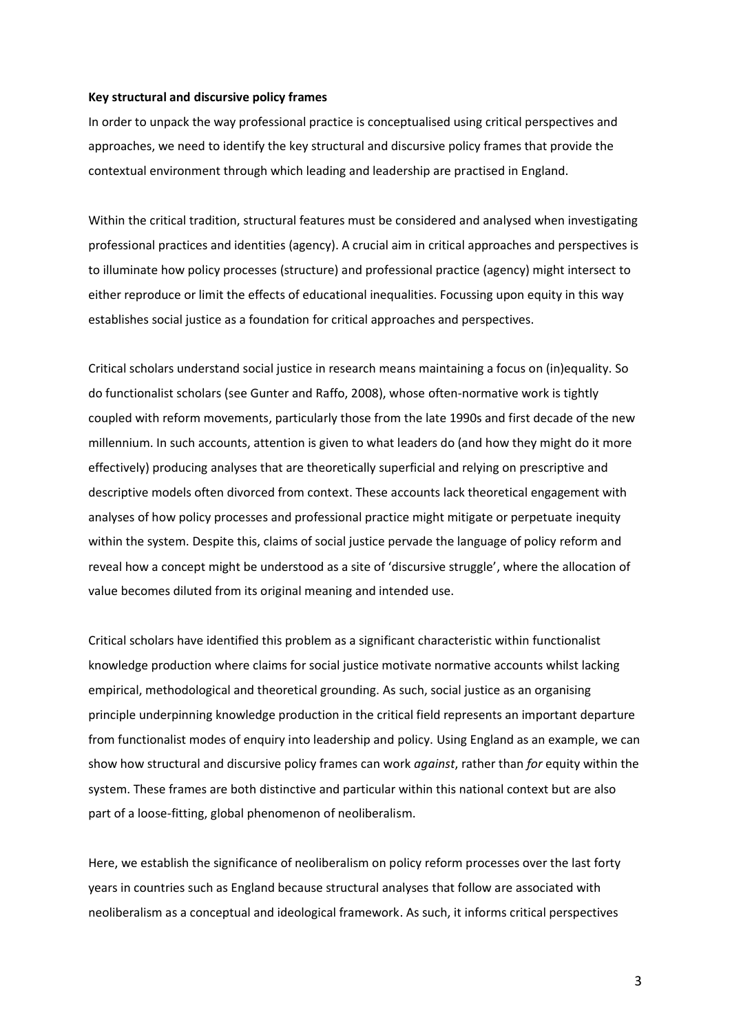**Key structural and discursive policy frames**

In order to unpack the way professional practice is conceptualised using critical perspectives and approaches, we need to identify the key structural and discursive policy frames that provide the contextual environment through which leading and leadership are practised in England.

Within the critical tradition, structural features must be considered and analysed when investigating professional practices and identities (agency). A crucial aim in critical approaches and perspectives is to illuminate how policy processes (structure) and professional practice (agency) might intersect to either reproduce or limit the effects of educational inequalities. Focussing upon equity in this way establishes social justice as a foundation for critical approaches and perspectives.

Critical scholars understand social justice in research means maintaining a focus on (in)equality. So do functionalist scholars (see Gunter and Raffo, 2008), whose often-normative work is tightly coupled with reform movements, particularly those from the late 1990s and first decade of the new millennium. In such accounts, attention is given to what leaders do (and how they might do it more effectively) producing analyses that are theoretically superficial and relying on prescriptive and descriptive models often divorced from context. These accounts lack theoretical engagement with analyses of how policy processes and professional practice might mitigate or perpetuate inequity within the system. Despite this, claims of social justice pervade the language of policy reform and reveal how a concept might be understood as a site of 'discursive struggle', where the allocation of value becomes diluted from its original meaning and intended use.

Critical scholars have identified this problem as a significant characteristic within functionalist knowledge production where claims for social justice motivate normative accounts whilst lacking empirical, methodological and theoretical grounding. As such, social justice as an organising principle underpinning knowledge production in the critical field represents an important departure from functionalist modes of enquiry into leadership and policy. Using England as an example, we can show how structural and discursive policy frames can work *against*, rather than *for* equity within the system. These frames are both distinctive and particular within this national context but are also part of a loose-fitting, global phenomenon of neoliberalism.

Here, we establish the significance of neoliberalism on policy reform processes over the last forty years in countries such as England because structural analyses that follow are associated with neoliberalism as a conceptual and ideological framework. As such, it informs critical perspectives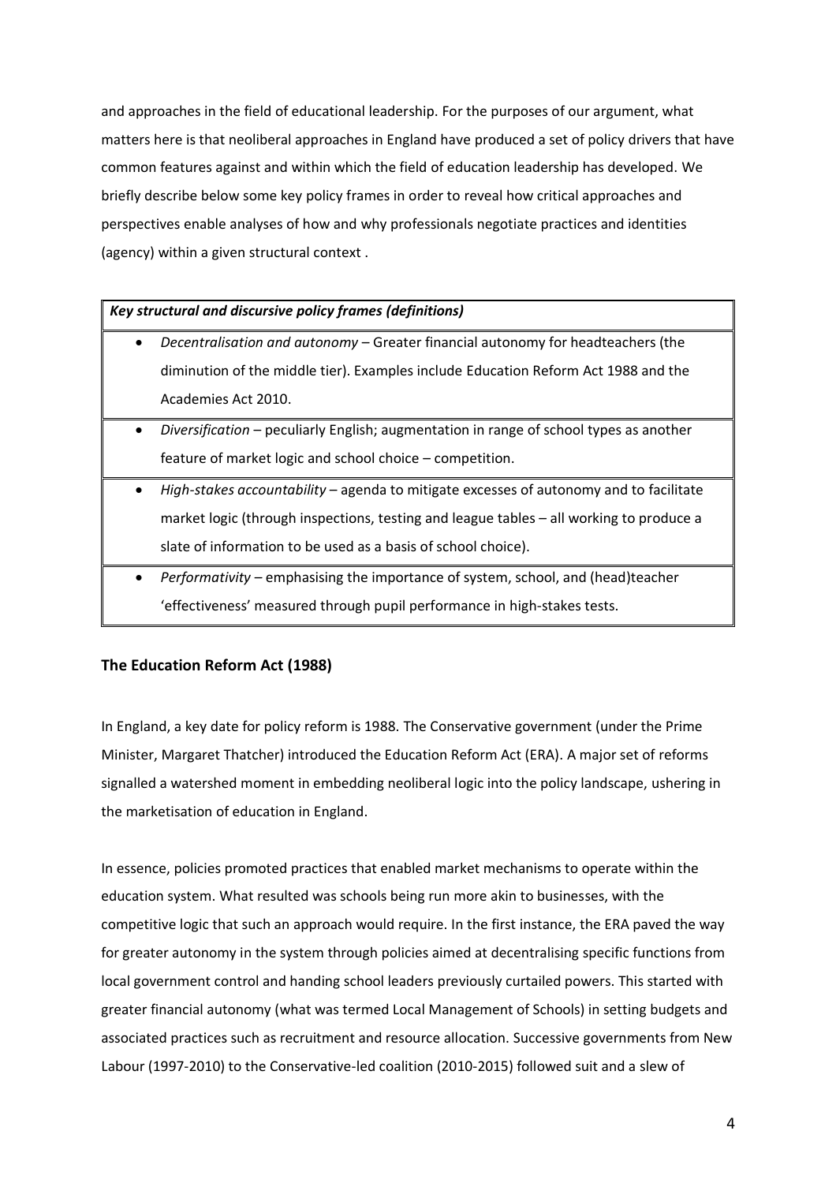and approaches in the field of educational leadership. For the purposes of our argument, what matters here is that neoliberal approaches in England have produced a set of policy drivers that have common features against and within which the field of education leadership has developed. We briefly describe below some key policy frames in order to reveal how critical approaches and perspectives enable analyses of how and why professionals negotiate practices and identities (agency) within a given structural context .

| ***Key structural and discursive policy frames (definitions)*** |
| --- |
| • *Decentralisation and autonomy* – Greater financial autonomy for headteachers (the diminution of the middle tier). Examples include Education Reform Act 1988 and the Academies Act 2010. |
| • *Diversification* – peculiarly English; augmentation in range of school types as another feature of market logic and school choice – competition. |
| • *High-stakes accountability* – agenda to mitigate excesses of autonomy and to facilitate market logic (through inspections, testing and league tables – all working to produce a slate of information to be used as a basis of school choice). |
| • *Performativity* – emphasising the importance of system, school, and (head)teacher 'effectiveness' measured through pupil performance in high-stakes tests. |

## The Education Reform Act (1988)

In England, a key date for policy reform is 1988. The Conservative government (under the Prime Minister, Margaret Thatcher) introduced the Education Reform Act (ERA). A major set of reforms signalled a watershed moment in embedding neoliberal logic into the policy landscape, ushering in the marketisation of education in England.

In essence, policies promoted practices that enabled market mechanisms to operate within the education system. What resulted was schools being run more akin to businesses, with the competitive logic that such an approach would require. In the first instance, the ERA paved the way for greater autonomy in the system through policies aimed at decentralising specific functions from local government control and handing school leaders previously curtailed powers. This started with greater financial autonomy (what was termed Local Management of Schools) in setting budgets and associated practices such as recruitment and resource allocation. Successive governments from New Labour (1997-2010) to the Conservative-led coalition (2010-2015) followed suit and a slew of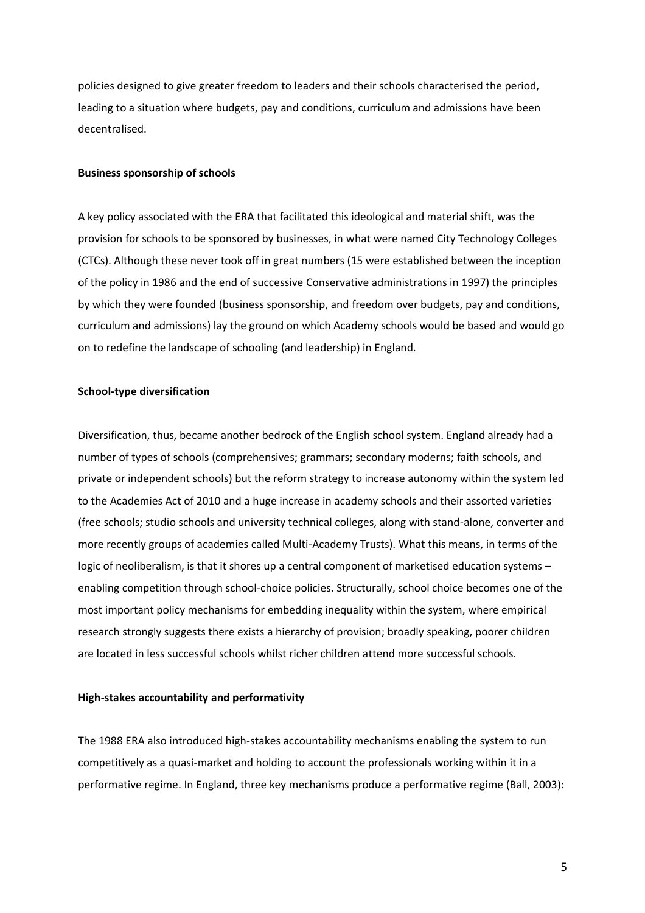policies designed to give greater freedom to leaders and their schools characterised the period, leading to a situation where budgets, pay and conditions, curriculum and admissions have been decentralised.

**Business sponsorship of schools**

A key policy associated with the ERA that facilitated this ideological and material shift, was the provision for schools to be sponsored by businesses, in what were named City Technology Colleges (CTCs). Although these never took off in great numbers (15 were established between the inception of the policy in 1986 and the end of successive Conservative administrations in 1997) the principles by which they were founded (business sponsorship, and freedom over budgets, pay and conditions, curriculum and admissions) lay the ground on which Academy schools would be based and would go on to redefine the landscape of schooling (and leadership) in England.

**School-type diversification**

Diversification, thus, became another bedrock of the English school system. England already had a number of types of schools (comprehensives; grammars; secondary moderns; faith schools, and private or independent schools) but the reform strategy to increase autonomy within the system led to the Academies Act of 2010 and a huge increase in academy schools and their assorted varieties (free schools; studio schools and university technical colleges, along with stand-alone, converter and more recently groups of academies called Multi-Academy Trusts). What this means, in terms of the logic of neoliberalism, is that it shores up a central component of marketised education systems – enabling competition through school-choice policies. Structurally, school choice becomes one of the most important policy mechanisms for embedding inequality within the system, where empirical research strongly suggests there exists a hierarchy of provision; broadly speaking, poorer children are located in less successful schools whilst richer children attend more successful schools.

**High-stakes accountability and performativity**

The 1988 ERA also introduced high-stakes accountability mechanisms enabling the system to run competitively as a quasi-market and holding to account the professionals working within it in a performative regime. In England, three key mechanisms produce a performative regime (Ball, 2003):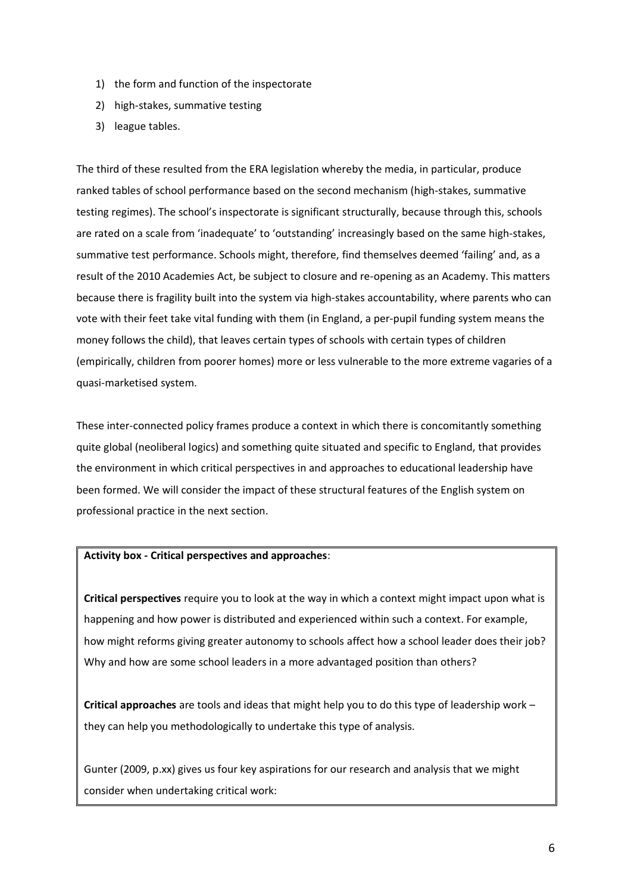1) the form and function of the inspectorate
2) high-stakes, summative testing
3) league tables.

The third of these resulted from the ERA legislation whereby the media, in particular, produce ranked tables of school performance based on the second mechanism (high-stakes, summative testing regimes). The school's inspectorate is significant structurally, because through this, schools are rated on a scale from 'inadequate' to 'outstanding' increasingly based on the same high-stakes, summative test performance. Schools might, therefore, find themselves deemed 'failing' and, as a result of the 2010 Academies Act, be subject to closure and re-opening as an Academy. This matters because there is fragility built into the system via high-stakes accountability, where parents who can vote with their feet take vital funding with them (in England, a per-pupil funding system means the money follows the child), that leaves certain types of schools with certain types of children (empirically, children from poorer homes) more or less vulnerable to the more extreme vagaries of a quasi-marketised system.

These inter-connected policy frames produce a context in which there is concomitantly something quite global (neoliberal logics) and something quite situated and specific to England, that provides the environment in which critical perspectives in and approaches to educational leadership have been formed. We will consider the impact of these structural features of the English system on professional practice in the next section.

**Activity box - Critical perspectives and approaches**:

**Critical perspectives** require you to look at the way in which a context might impact upon what is happening and how power is distributed and experienced within such a context. For example, how might reforms giving greater autonomy to schools affect how a school leader does their job? Why and how are some school leaders in a more advantaged position than others?

**Critical approaches** are tools and ideas that might help you to do this type of leadership work – they can help you methodologically to undertake this type of analysis.

Gunter (2009, p.xx) gives us four key aspirations for our research and analysis that we might consider when undertaking critical work: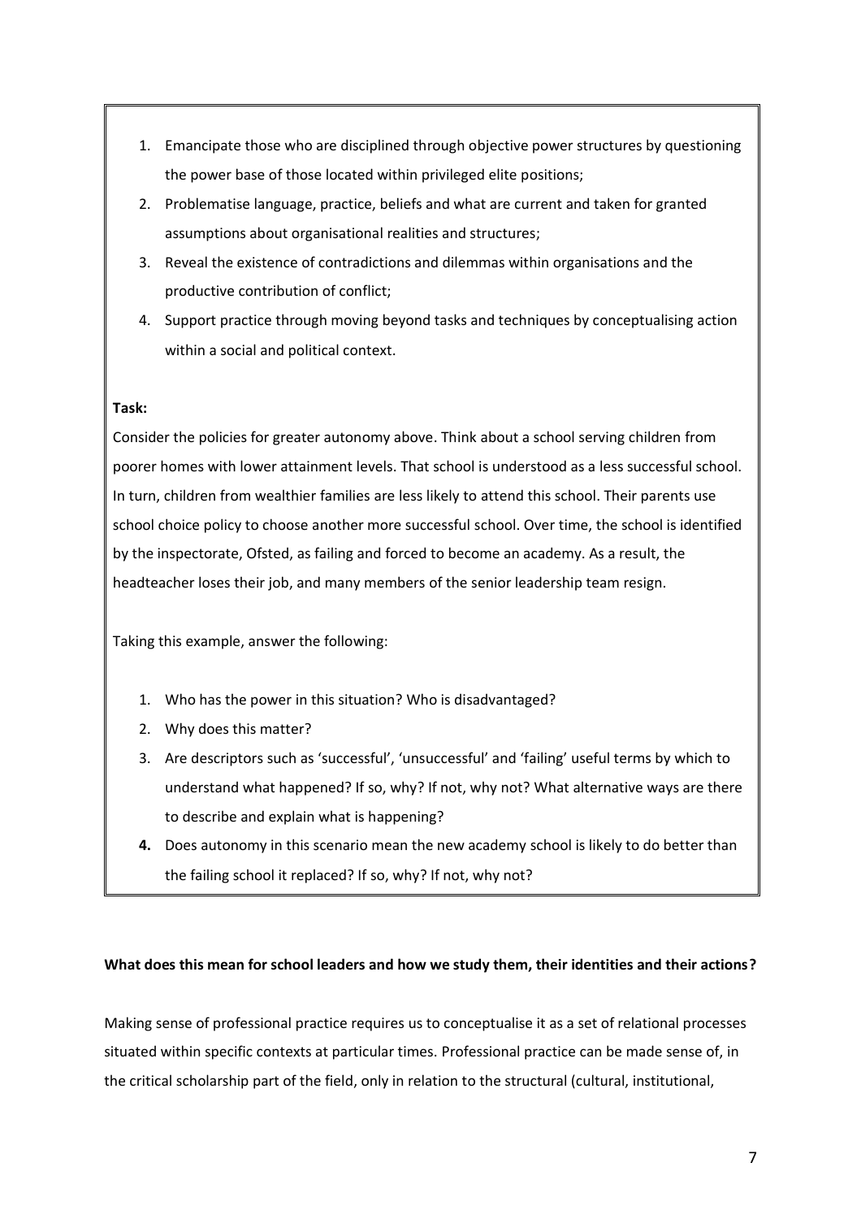1. Emancipate those who are disciplined through objective power structures by questioning the power base of those located within privileged elite positions;
2. Problematise language, practice, beliefs and what are current and taken for granted assumptions about organisational realities and structures;
3. Reveal the existence of contradictions and dilemmas within organisations and the productive contribution of conflict;
4. Support practice through moving beyond tasks and techniques by conceptualising action within a social and political context.

**Task:**

Consider the policies for greater autonomy above. Think about a school serving children from poorer homes with lower attainment levels. That school is understood as a less successful school. In turn, children from wealthier families are less likely to attend this school. Their parents use school choice policy to choose another more successful school. Over time, the school is identified by the inspectorate, Ofsted, as failing and forced to become an academy. As a result, the headteacher loses their job, and many members of the senior leadership team resign.

Taking this example, answer the following:

1. Who has the power in this situation? Who is disadvantaged?
2. Why does this matter?
3. Are descriptors such as 'successful', 'unsuccessful' and 'failing' useful terms by which to understand what happened? If so, why? If not, why not? What alternative ways are there to describe and explain what is happening?
4. Does autonomy in this scenario mean the new academy school is likely to do better than the failing school it replaced? If so, why? If not, why not?

**What does this mean for school leaders and how we study them, their identities and their actions?**

Making sense of professional practice requires us to conceptualise it as a set of relational processes situated within specific contexts at particular times. Professional practice can be made sense of, in the critical scholarship part of the field, only in relation to the structural (cultural, institutional,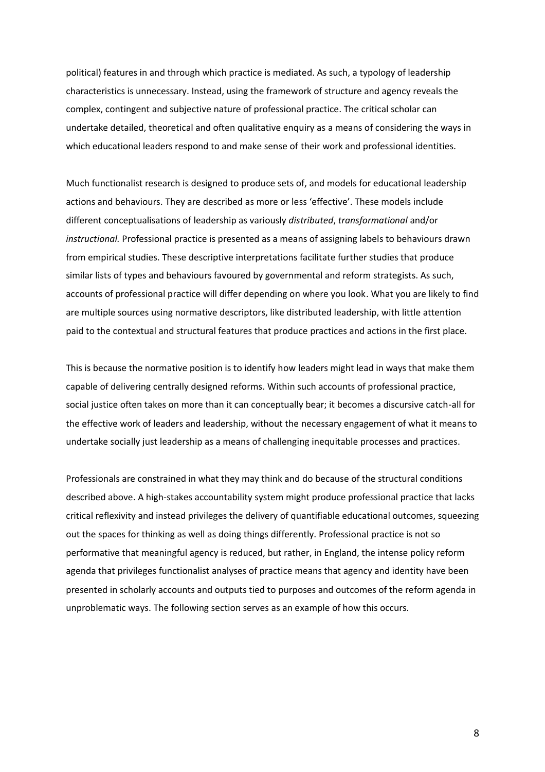political) features in and through which practice is mediated. As such, a typology of leadership characteristics is unnecessary. Instead, using the framework of structure and agency reveals the complex, contingent and subjective nature of professional practice. The critical scholar can undertake detailed, theoretical and often qualitative enquiry as a means of considering the ways in which educational leaders respond to and make sense of their work and professional identities.

Much functionalist research is designed to produce sets of, and models for educational leadership actions and behaviours. They are described as more or less 'effective'. These models include different conceptualisations of leadership as variously *distributed*, *transformational* and/or *instructional.* Professional practice is presented as a means of assigning labels to behaviours drawn from empirical studies. These descriptive interpretations facilitate further studies that produce similar lists of types and behaviours favoured by governmental and reform strategists. As such, accounts of professional practice will differ depending on where you look. What you are likely to find are multiple sources using normative descriptors, like distributed leadership, with little attention paid to the contextual and structural features that produce practices and actions in the first place.

This is because the normative position is to identify how leaders might lead in ways that make them capable of delivering centrally designed reforms. Within such accounts of professional practice, social justice often takes on more than it can conceptually bear; it becomes a discursive catch-all for the effective work of leaders and leadership, without the necessary engagement of what it means to undertake socially just leadership as a means of challenging inequitable processes and practices.

Professionals are constrained in what they may think and do because of the structural conditions described above. A high-stakes accountability system might produce professional practice that lacks critical reflexivity and instead privileges the delivery of quantifiable educational outcomes, squeezing out the spaces for thinking as well as doing things differently. Professional practice is not so performative that meaningful agency is reduced, but rather, in England, the intense policy reform agenda that privileges functionalist analyses of practice means that agency and identity have been presented in scholarly accounts and outputs tied to purposes and outcomes of the reform agenda in unproblematic ways. The following section serves as an example of how this occurs.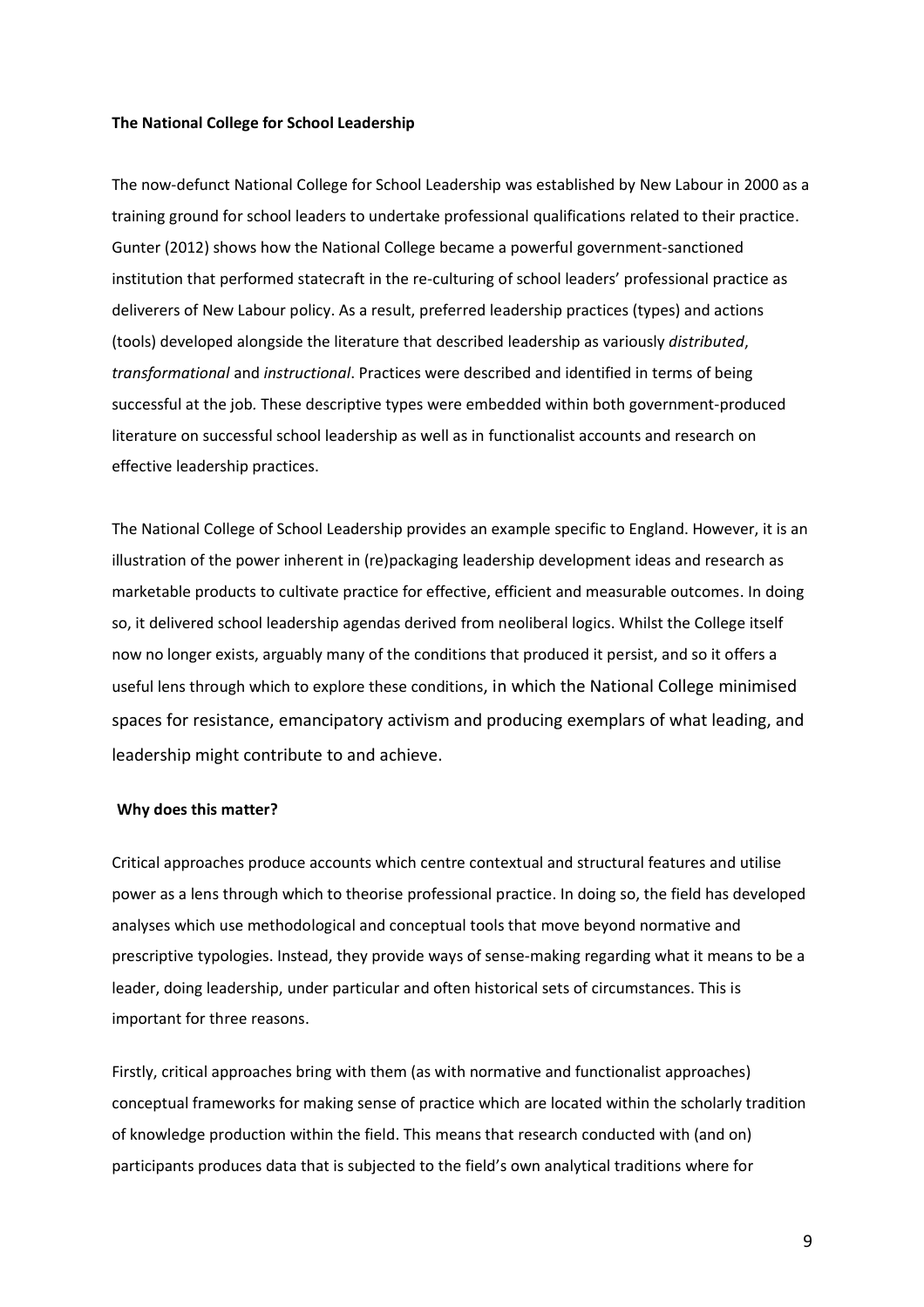**The National College for School Leadership**

The now-defunct National College for School Leadership was established by New Labour in 2000 as a training ground for school leaders to undertake professional qualifications related to their practice. Gunter (2012) shows how the National College became a powerful government-sanctioned institution that performed statecraft in the re-culturing of school leaders' professional practice as deliverers of New Labour policy. As a result, preferred leadership practices (types) and actions (tools) developed alongside the literature that described leadership as variously *distributed*, *transformational* and *instructional*. Practices were described and identified in terms of being successful at the job. These descriptive types were embedded within both government-produced literature on successful school leadership as well as in functionalist accounts and research on effective leadership practices.

The National College of School Leadership provides an example specific to England. However, it is an illustration of the power inherent in (re)packaging leadership development ideas and research as marketable products to cultivate practice for effective, efficient and measurable outcomes. In doing so, it delivered school leadership agendas derived from neoliberal logics. Whilst the College itself now no longer exists, arguably many of the conditions that produced it persist, and so it offers a useful lens through which to explore these conditions, in which the National College minimised spaces for resistance, emancipatory activism and producing exemplars of what leading, and leadership might contribute to and achieve.

**Why does this matter?**

Critical approaches produce accounts which centre contextual and structural features and utilise power as a lens through which to theorise professional practice. In doing so, the field has developed analyses which use methodological and conceptual tools that move beyond normative and prescriptive typologies. Instead, they provide ways of sense-making regarding what it means to be a leader, doing leadership, under particular and often historical sets of circumstances. This is important for three reasons.

Firstly, critical approaches bring with them (as with normative and functionalist approaches) conceptual frameworks for making sense of practice which are located within the scholarly tradition of knowledge production within the field. This means that research conducted with (and on) participants produces data that is subjected to the field's own analytical traditions where for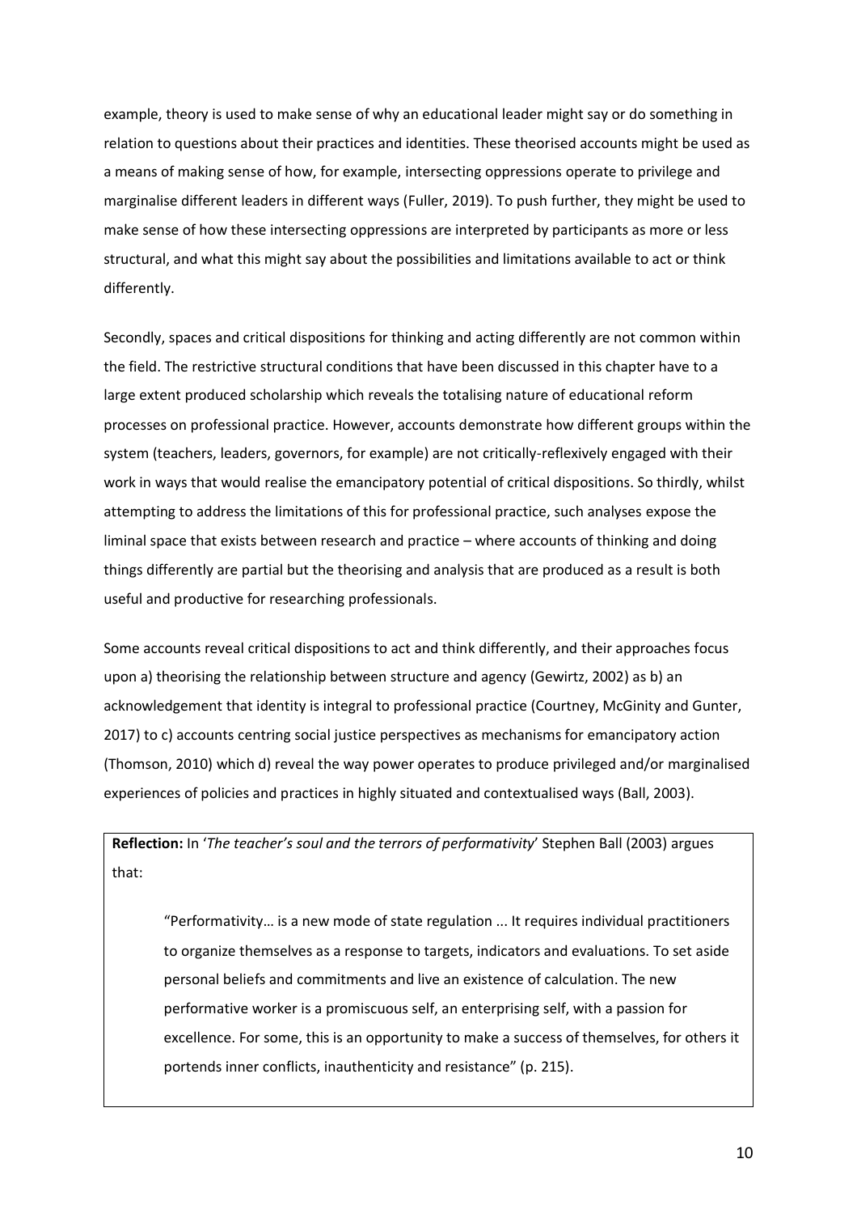example, theory is used to make sense of why an educational leader might say or do something in relation to questions about their practices and identities. These theorised accounts might be used as a means of making sense of how, for example, intersecting oppressions operate to privilege and marginalise different leaders in different ways (Fuller, 2019). To push further, they might be used to make sense of how these intersecting oppressions are interpreted by participants as more or less structural, and what this might say about the possibilities and limitations available to act or think differently.

Secondly, spaces and critical dispositions for thinking and acting differently are not common within the field. The restrictive structural conditions that have been discussed in this chapter have to a large extent produced scholarship which reveals the totalising nature of educational reform processes on professional practice. However, accounts demonstrate how different groups within the system (teachers, leaders, governors, for example) are not critically-reflexively engaged with their work in ways that would realise the emancipatory potential of critical dispositions. So thirdly, whilst attempting to address the limitations of this for professional practice, such analyses expose the liminal space that exists between research and practice – where accounts of thinking and doing things differently are partial but the theorising and analysis that are produced as a result is both useful and productive for researching professionals.

Some accounts reveal critical dispositions to act and think differently, and their approaches focus upon a) theorising the relationship between structure and agency (Gewirtz, 2002) as b) an acknowledgement that identity is integral to professional practice (Courtney, McGinity and Gunter, 2017) to c) accounts centring social justice perspectives as mechanisms for emancipatory action (Thomson, 2010) which d) reveal the way power operates to produce privileged and/or marginalised experiences of policies and practices in highly situated and contextualised ways (Ball, 2003).

**Reflection:** In '*The teacher's soul and the terrors of performativity*' Stephen Ball (2003) argues that:

> "Performativity… is a new mode of state regulation ... It requires individual practitioners to organize themselves as a response to targets, indicators and evaluations. To set aside personal beliefs and commitments and live an existence of calculation. The new performative worker is a promiscuous self, an enterprising self, with a passion for excellence. For some, this is an opportunity to make a success of themselves, for others it portends inner conflicts, inauthenticity and resistance" (p. 215).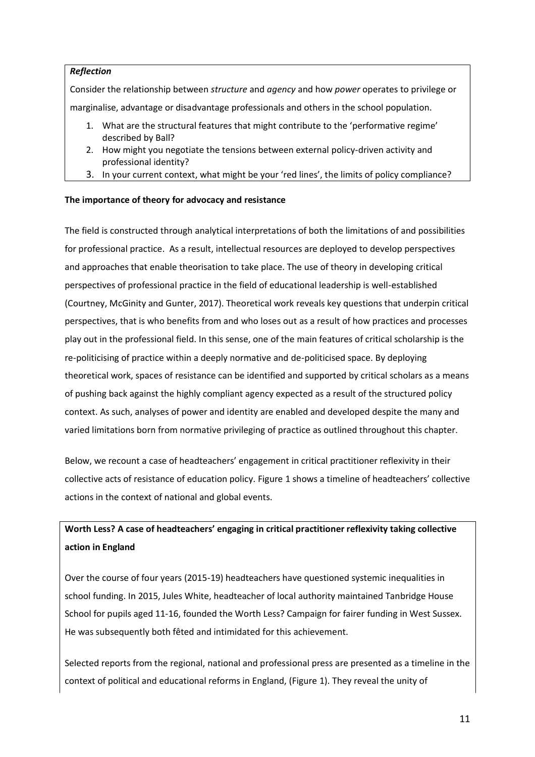***Reflection***

Consider the relationship between *structure* and *agency* and how *power* operates to privilege or marginalise, advantage or disadvantage professionals and others in the school population.

1. What are the structural features that might contribute to the 'performative regime' described by Ball?
2. How might you negotiate the tensions between external policy-driven activity and professional identity?
3. In your current context, what might be your 'red lines', the limits of policy compliance?

**The importance of theory for advocacy and resistance**

The field is constructed through analytical interpretations of both the limitations of and possibilities for professional practice. As a result, intellectual resources are deployed to develop perspectives and approaches that enable theorisation to take place. The use of theory in developing critical perspectives of professional practice in the field of educational leadership is well-established (Courtney, McGinity and Gunter, 2017). Theoretical work reveals key questions that underpin critical perspectives, that is who benefits from and who loses out as a result of how practices and processes play out in the professional field. In this sense, one of the main features of critical scholarship is the re-politicising of practice within a deeply normative and de-politicised space. By deploying theoretical work, spaces of resistance can be identified and supported by critical scholars as a means of pushing back against the highly compliant agency expected as a result of the structured policy context. As such, analyses of power and identity are enabled and developed despite the many and varied limitations born from normative privileging of practice as outlined throughout this chapter.

Below, we recount a case of headteachers' engagement in critical practitioner reflexivity in their collective acts of resistance of education policy. Figure 1 shows a timeline of headteachers' collective actions in the context of national and global events.

**Worth Less? A case of headteachers' engaging in critical practitioner reflexivity taking collective action in England**

Over the course of four years (2015-19) headteachers have questioned systemic inequalities in school funding. In 2015, Jules White, headteacher of local authority maintained Tanbridge House School for pupils aged 11-16, founded the Worth Less? Campaign for fairer funding in West Sussex. He was subsequently both fêted and intimidated for this achievement.

Selected reports from the regional, national and professional press are presented as a timeline in the context of political and educational reforms in England, (Figure 1). They reveal the unity of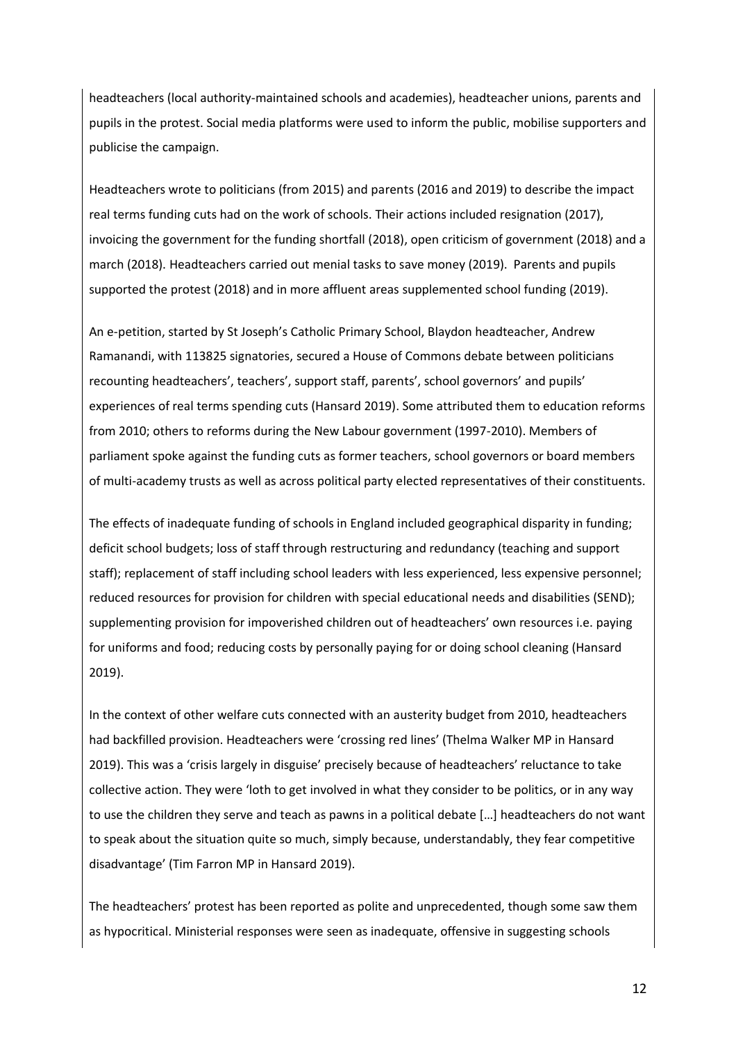headteachers (local authority-maintained schools and academies), headteacher unions, parents and pupils in the protest. Social media platforms were used to inform the public, mobilise supporters and publicise the campaign.

Headteachers wrote to politicians (from 2015) and parents (2016 and 2019) to describe the impact real terms funding cuts had on the work of schools. Their actions included resignation (2017), invoicing the government for the funding shortfall (2018), open criticism of government (2018) and a march (2018). Headteachers carried out menial tasks to save money (2019). Parents and pupils supported the protest (2018) and in more affluent areas supplemented school funding (2019).

An e-petition, started by St Joseph's Catholic Primary School, Blaydon headteacher, Andrew Ramanandi, with 113825 signatories, secured a House of Commons debate between politicians recounting headteachers', teachers', support staff, parents', school governors' and pupils' experiences of real terms spending cuts (Hansard 2019). Some attributed them to education reforms from 2010; others to reforms during the New Labour government (1997-2010). Members of parliament spoke against the funding cuts as former teachers, school governors or board members of multi-academy trusts as well as across political party elected representatives of their constituents.

The effects of inadequate funding of schools in England included geographical disparity in funding; deficit school budgets; loss of staff through restructuring and redundancy (teaching and support staff); replacement of staff including school leaders with less experienced, less expensive personnel; reduced resources for provision for children with special educational needs and disabilities (SEND); supplementing provision for impoverished children out of headteachers' own resources i.e. paying for uniforms and food; reducing costs by personally paying for or doing school cleaning (Hansard 2019).

In the context of other welfare cuts connected with an austerity budget from 2010, headteachers had backfilled provision. Headteachers were 'crossing red lines' (Thelma Walker MP in Hansard 2019). This was a 'crisis largely in disguise' precisely because of headteachers' reluctance to take collective action. They were 'loth to get involved in what they consider to be politics, or in any way to use the children they serve and teach as pawns in a political debate […] headteachers do not want to speak about the situation quite so much, simply because, understandably, they fear competitive disadvantage' (Tim Farron MP in Hansard 2019).

The headteachers' protest has been reported as polite and unprecedented, though some saw them as hypocritical. Ministerial responses were seen as inadequate, offensive in suggesting schools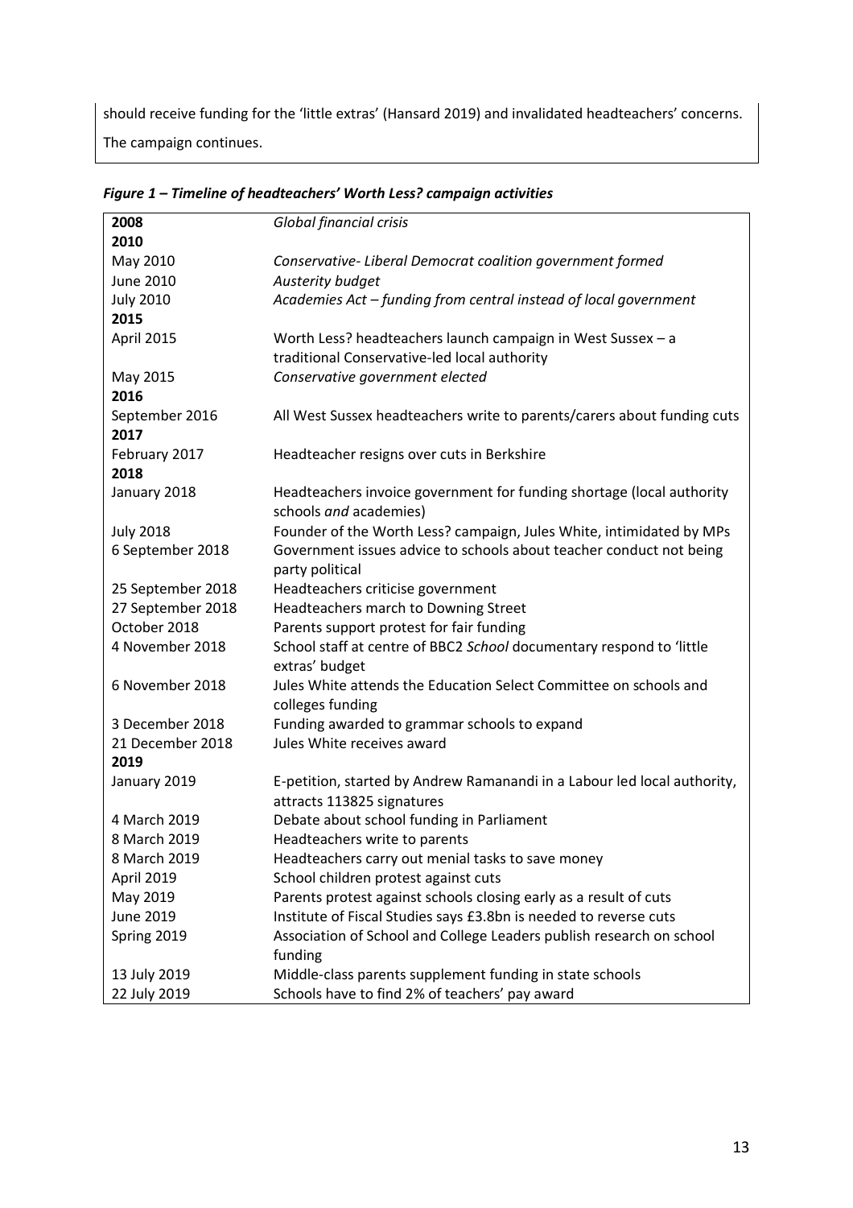should receive funding for the 'little extras' (Hansard 2019) and invalidated headteachers' concerns.

The campaign continues.

***Figure 1 – Timeline of headteachers' Worth Less? campaign activities***

| | |
|---|---|
| **2008** | *Global financial crisis* |
| **2010** | |
| May 2010 | *Conservative- Liberal Democrat coalition government formed* |
| June 2010 | *Austerity budget* |
| July 2010 | *Academies Act – funding from central instead of local government* |
| **2015** | |
| April 2015 | Worth Less? headteachers launch campaign in West Sussex – a traditional Conservative-led local authority |
| May 2015 | *Conservative government elected* |
| **2016** | |
| September 2016 | All West Sussex headteachers write to parents/carers about funding cuts |
| **2017** | |
| February 2017 | Headteacher resigns over cuts in Berkshire |
| **2018** | |
| January 2018 | Headteachers invoice government for funding shortage (local authority schools *and* academies) |
| July 2018 | Founder of the Worth Less? campaign, Jules White, intimidated by MPs |
| 6 September 2018 | Government issues advice to schools about teacher conduct not being party political |
| 25 September 2018 | Headteachers criticise government |
| 27 September 2018 | Headteachers march to Downing Street |
| October 2018 | Parents support protest for fair funding |
| 4 November 2018 | School staff at centre of BBC2 *School* documentary respond to 'little extras' budget |
| 6 November 2018 | Jules White attends the Education Select Committee on schools and colleges funding |
| 3 December 2018 | Funding awarded to grammar schools to expand |
| 21 December 2018 | Jules White receives award |
| **2019** | |
| January 2019 | E-petition, started by Andrew Ramanandi in a Labour led local authority, attracts 113825 signatures |
| 4 March 2019 | Debate about school funding in Parliament |
| 8 March 2019 | Headteachers write to parents |
| 8 March 2019 | Headteachers carry out menial tasks to save money |
| April 2019 | School children protest against cuts |
| May 2019 | Parents protest against schools closing early as a result of cuts |
| June 2019 | Institute of Fiscal Studies says £3.8bn is needed to reverse cuts |
| Spring 2019 | Association of School and College Leaders publish research on school funding |
| 13 July 2019 | Middle-class parents supplement funding in state schools |
| 22 July 2019 | Schools have to find 2% of teachers' pay award |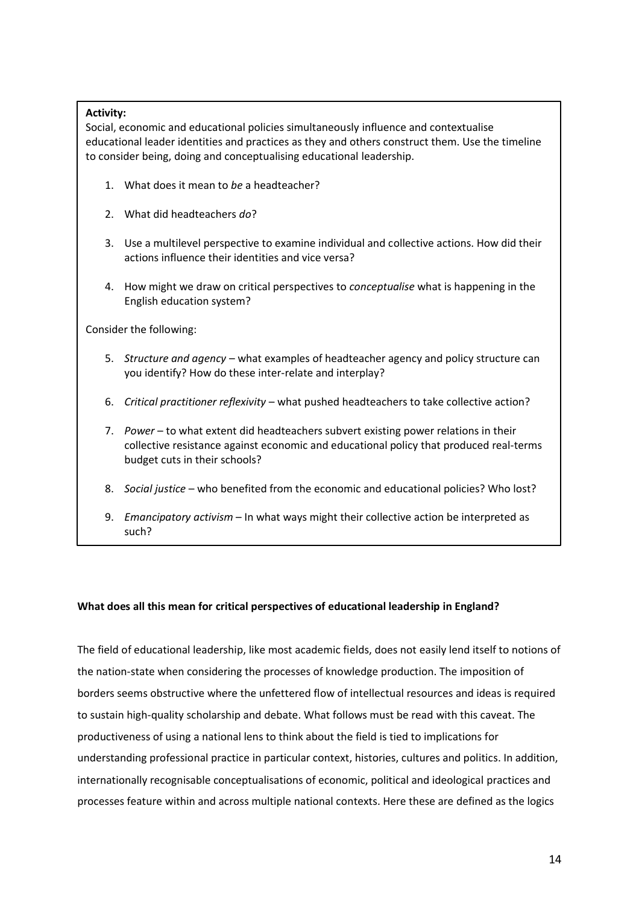**Activity:**

Social, economic and educational policies simultaneously influence and contextualise educational leader identities and practices as they and others construct them. Use the timeline to consider being, doing and conceptualising educational leadership.

1. What does it mean to *be* a headteacher?
2. What did headteachers *do*?
3. Use a multilevel perspective to examine individual and collective actions. How did their actions influence their identities and vice versa?
4. How might we draw on critical perspectives to *conceptualise* what is happening in the English education system?

Consider the following:

5. *Structure and agency* – what examples of headteacher agency and policy structure can you identify? How do these inter-relate and interplay?
6. *Critical practitioner reflexivity* – what pushed headteachers to take collective action?
7. *Power* – to what extent did headteachers subvert existing power relations in their collective resistance against economic and educational policy that produced real-terms budget cuts in their schools?
8. *Social justice* – who benefited from the economic and educational policies? Who lost?
9. *Emancipatory activism* – In what ways might their collective action be interpreted as such?

**What does all this mean for critical perspectives of educational leadership in England?**

The field of educational leadership, like most academic fields, does not easily lend itself to notions of the nation-state when considering the processes of knowledge production. The imposition of borders seems obstructive where the unfettered flow of intellectual resources and ideas is required to sustain high-quality scholarship and debate. What follows must be read with this caveat. The productiveness of using a national lens to think about the field is tied to implications for understanding professional practice in particular context, histories, cultures and politics. In addition, internationally recognisable conceptualisations of economic, political and ideological practices and processes feature within and across multiple national contexts. Here these are defined as the logics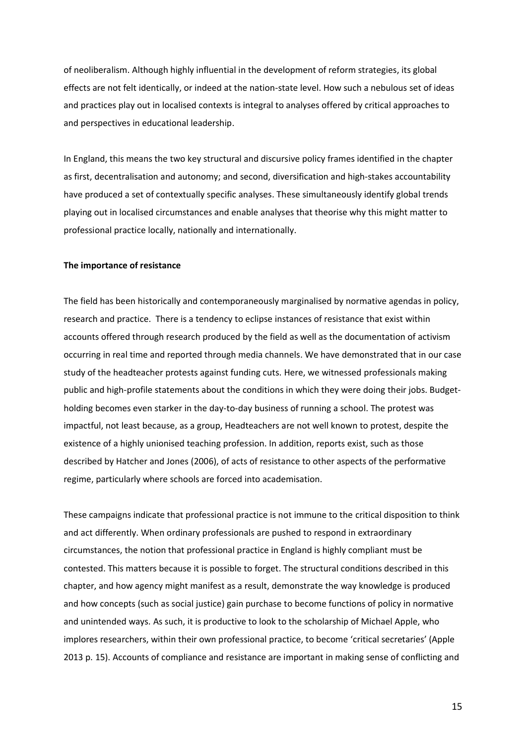of neoliberalism. Although highly influential in the development of reform strategies, its global effects are not felt identically, or indeed at the nation-state level. How such a nebulous set of ideas and practices play out in localised contexts is integral to analyses offered by critical approaches to and perspectives in educational leadership.

In England, this means the two key structural and discursive policy frames identified in the chapter as first, decentralisation and autonomy; and second, diversification and high-stakes accountability have produced a set of contextually specific analyses. These simultaneously identify global trends playing out in localised circumstances and enable analyses that theorise why this might matter to professional practice locally, nationally and internationally.

**The importance of resistance**

The field has been historically and contemporaneously marginalised by normative agendas in policy, research and practice. There is a tendency to eclipse instances of resistance that exist within accounts offered through research produced by the field as well as the documentation of activism occurring in real time and reported through media channels. We have demonstrated that in our case study of the headteacher protests against funding cuts. Here, we witnessed professionals making public and high-profile statements about the conditions in which they were doing their jobs. Budget-holding becomes even starker in the day-to-day business of running a school. The protest was impactful, not least because, as a group, Headteachers are not well known to protest, despite the existence of a highly unionised teaching profession. In addition, reports exist, such as those described by Hatcher and Jones (2006), of acts of resistance to other aspects of the performative regime, particularly where schools are forced into academisation.

These campaigns indicate that professional practice is not immune to the critical disposition to think and act differently. When ordinary professionals are pushed to respond in extraordinary circumstances, the notion that professional practice in England is highly compliant must be contested. This matters because it is possible to forget. The structural conditions described in this chapter, and how agency might manifest as a result, demonstrate the way knowledge is produced and how concepts (such as social justice) gain purchase to become functions of policy in normative and unintended ways. As such, it is productive to look to the scholarship of Michael Apple, who implores researchers, within their own professional practice, to become 'critical secretaries' (Apple 2013 p. 15). Accounts of compliance and resistance are important in making sense of conflicting and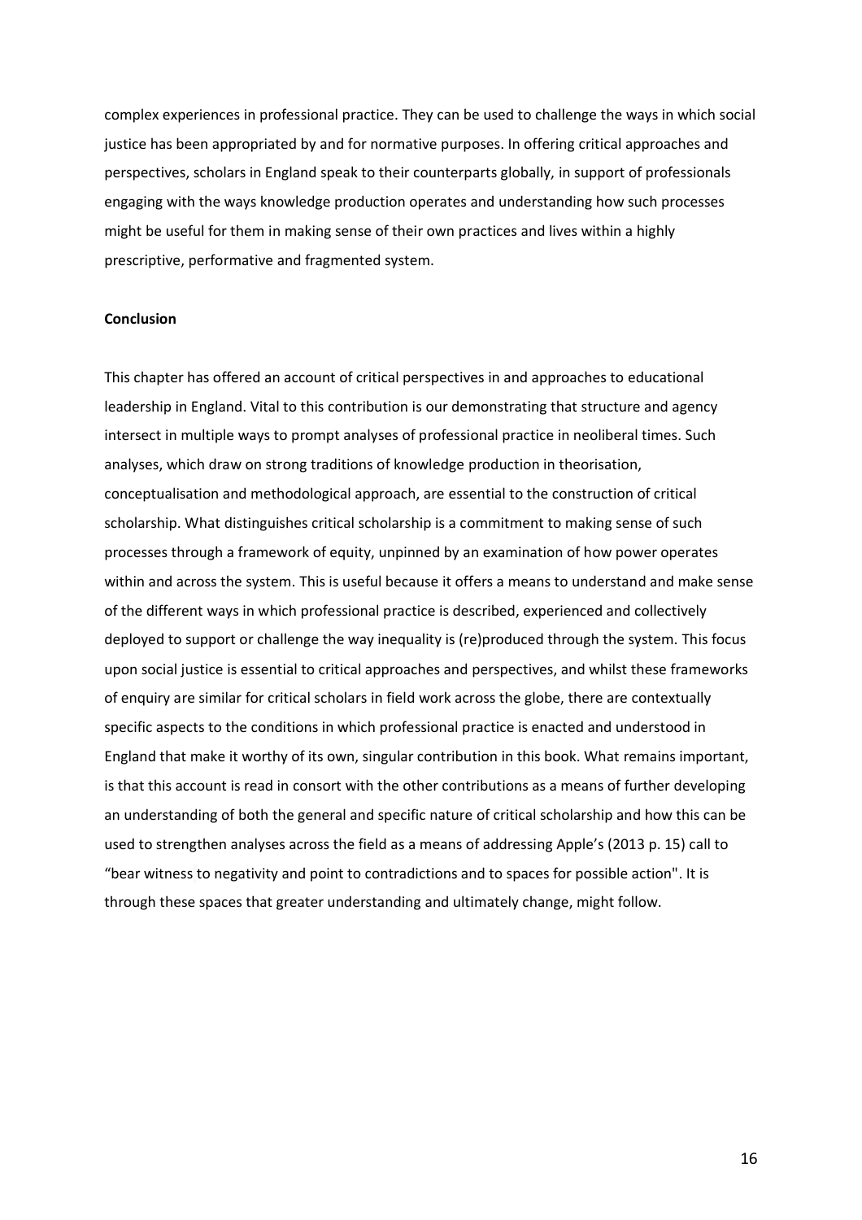complex experiences in professional practice. They can be used to challenge the ways in which social justice has been appropriated by and for normative purposes. In offering critical approaches and perspectives, scholars in England speak to their counterparts globally, in support of professionals engaging with the ways knowledge production operates and understanding how such processes might be useful for them in making sense of their own practices and lives within a highly prescriptive, performative and fragmented system.

**Conclusion**

This chapter has offered an account of critical perspectives in and approaches to educational leadership in England. Vital to this contribution is our demonstrating that structure and agency intersect in multiple ways to prompt analyses of professional practice in neoliberal times. Such analyses, which draw on strong traditions of knowledge production in theorisation, conceptualisation and methodological approach, are essential to the construction of critical scholarship. What distinguishes critical scholarship is a commitment to making sense of such processes through a framework of equity, unpinned by an examination of how power operates within and across the system. This is useful because it offers a means to understand and make sense of the different ways in which professional practice is described, experienced and collectively deployed to support or challenge the way inequality is (re)produced through the system. This focus upon social justice is essential to critical approaches and perspectives, and whilst these frameworks of enquiry are similar for critical scholars in field work across the globe, there are contextually specific aspects to the conditions in which professional practice is enacted and understood in England that make it worthy of its own, singular contribution in this book. What remains important, is that this account is read in consort with the other contributions as a means of further developing an understanding of both the general and specific nature of critical scholarship and how this can be used to strengthen analyses across the field as a means of addressing Apple's (2013 p. 15) call to "bear witness to negativity and point to contradictions and to spaces for possible action". It is through these spaces that greater understanding and ultimately change, might follow.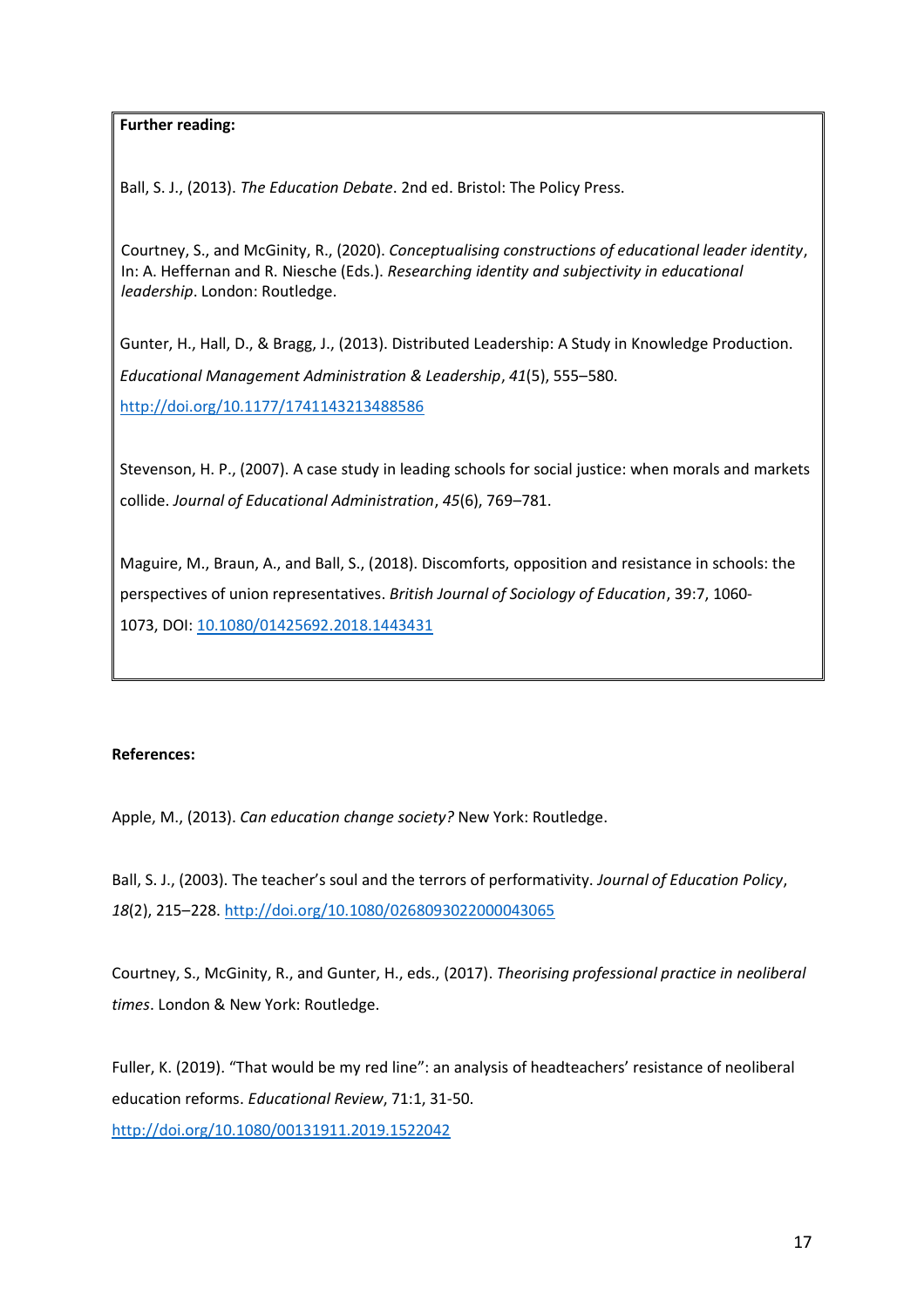**Further reading:**

Ball, S. J., (2013). *The Education Debate*. 2nd ed. Bristol: The Policy Press.

Courtney, S., and McGinity, R., (2020). *Conceptualising constructions of educational leader identity*, In: A. Heffernan and R. Niesche (Eds.). *Researching identity and subjectivity in educational leadership*. London: Routledge.

Gunter, H., Hall, D., & Bragg, J., (2013). Distributed Leadership: A Study in Knowledge Production. *Educational Management Administration & Leadership*, *41*(5), 555–580. http://doi.org/10.1177/1741143213488586

Stevenson, H. P., (2007). A case study in leading schools for social justice: when morals and markets collide. *Journal of Educational Administration*, *45*(6), 769–781.

Maguire, M., Braun, A., and Ball, S., (2018). Discomforts, opposition and resistance in schools: the perspectives of union representatives. *British Journal of Sociology of Education*, 39:7, 1060-1073, DOI: 10.1080/01425692.2018.1443431

**References:**

Apple, M., (2013). *Can education change society?* New York: Routledge.

Ball, S. J., (2003). The teacher's soul and the terrors of performativity. *Journal of Education Policy*, *18*(2), 215–228. http://doi.org/10.1080/0268093022000043065

Courtney, S., McGinity, R., and Gunter, H., eds., (2017). *Theorising professional practice in neoliberal times*. London & New York: Routledge.

Fuller, K. (2019). "That would be my red line": an analysis of headteachers' resistance of neoliberal education reforms. *Educational Review*, 71:1, 31-50. http://doi.org/10.1080/00131911.2019.1522042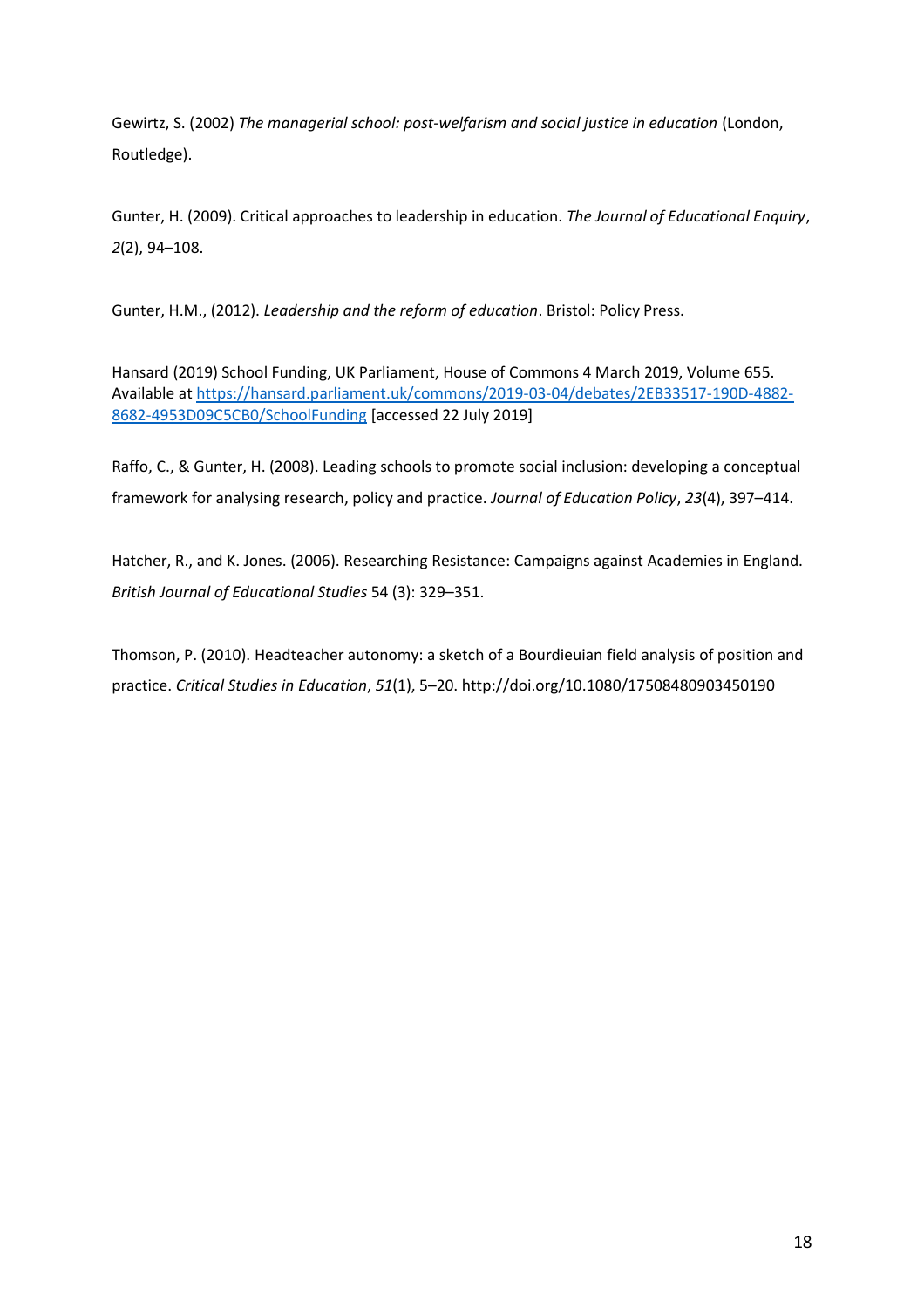Gewirtz, S. (2002) *The managerial school: post-welfarism and social justice in education* (London, Routledge).

Gunter, H. (2009). Critical approaches to leadership in education. *The Journal of Educational Enquiry*, *2*(2), 94–108.

Gunter, H.M., (2012). *Leadership and the reform of education*. Bristol: Policy Press.

Hansard (2019) School Funding, UK Parliament, House of Commons 4 March 2019, Volume 655. Available at https://hansard.parliament.uk/commons/2019-03-04/debates/2EB33517-190D-4882-8682-4953D09C5CB0/SchoolFunding [accessed 22 July 2019]

Raffo, C., & Gunter, H. (2008). Leading schools to promote social inclusion: developing a conceptual framework for analysing research, policy and practice. *Journal of Education Policy*, *23*(4), 397–414.

Hatcher, R., and K. Jones. (2006). Researching Resistance: Campaigns against Academies in England. *British Journal of Educational Studies* 54 (3): 329–351.

Thomson, P. (2010). Headteacher autonomy: a sketch of a Bourdieuian field analysis of position and practice. *Critical Studies in Education*, *51*(1), 5–20. http://doi.org/10.1080/17508480903450190